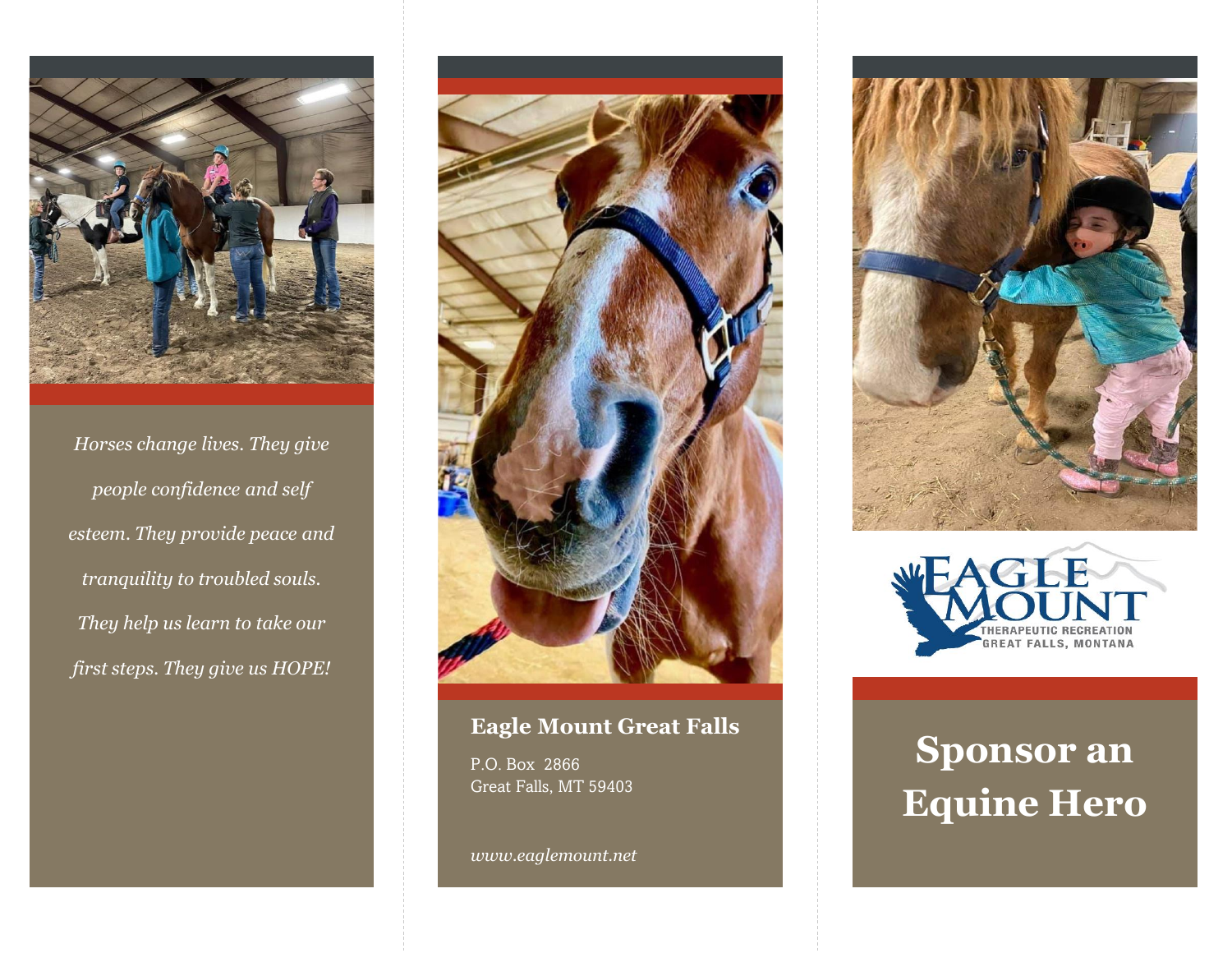*Horses change lives. They give people confidence and self esteem. They provide peace and tranquility to troubled souls. They help us learn to take our first steps. They give us HOPE!*

**Eagle Mount Great Falls**

P.O. Box 2866
Great Falls, MT 59403

*www.eaglemount.net*

EAGLE MOUNT
THERAPEUTIC RECREATION
GREAT FALLS, MONTANA

# Sponsor an Equine Hero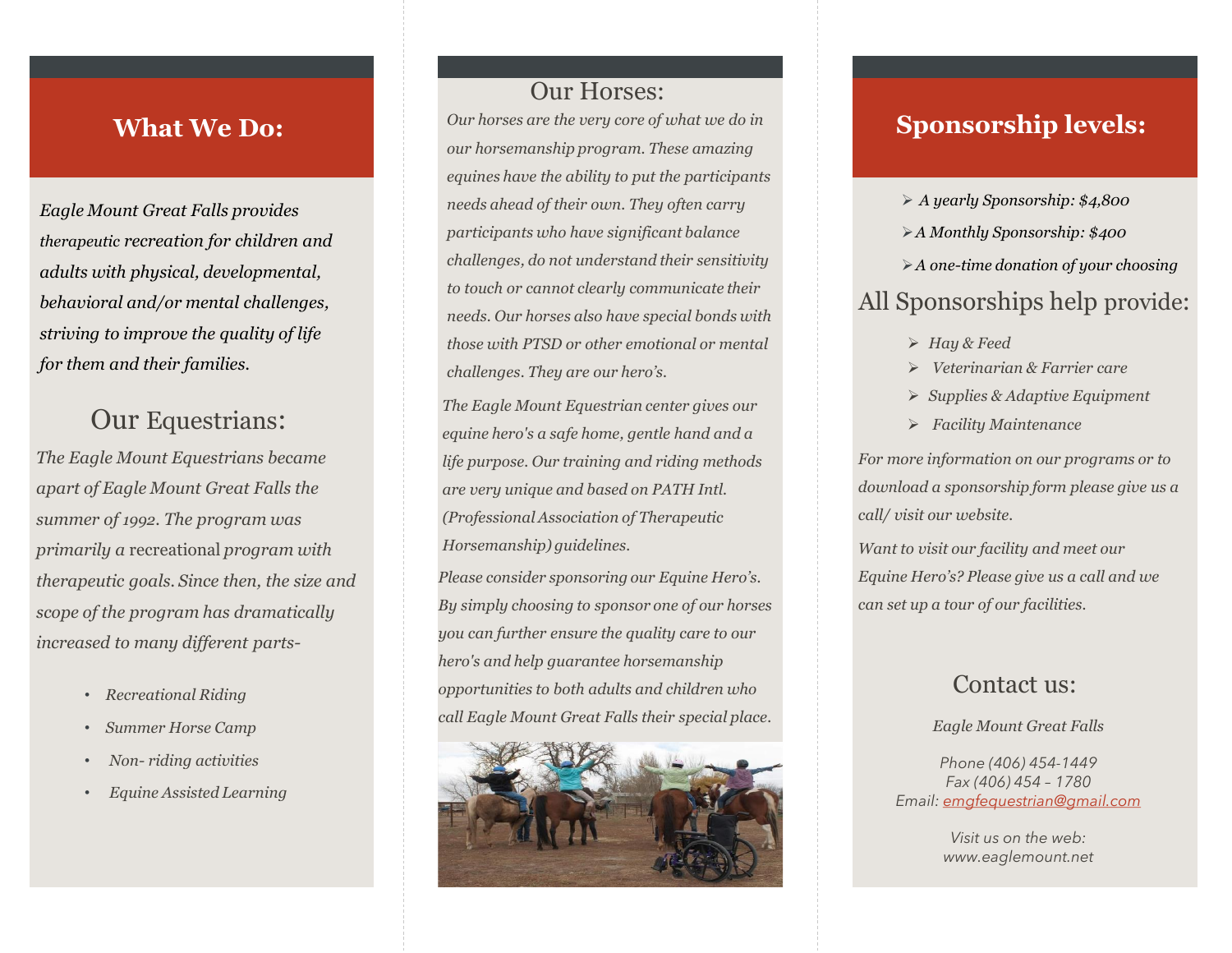## What We Do:

*Eagle Mount Great Falls provides therapeutic recreation for children and adults with physical, developmental, behavioral and/or mental challenges, striving to improve the quality of life for them and their families.*

### Our Equestrians:

*The Eagle Mount Equestrians became apart of Eagle Mount Great Falls the summer of 1992. The program was primarily a recreational program with therapeutic goals. Since then, the size and scope of the program has dramatically increased to many different parts-*

- *Recreational Riding*
- *Summer Horse Camp*
- *Non- riding activities*
- *Equine Assisted Learning*

### Our Horses:

*Our horses are the very core of what we do in our horsemanship program. These amazing equines have the ability to put the participants needs ahead of their own. They often carry participants who have significant balance challenges, do not understand their sensitivity to touch or cannot clearly communicate their needs. Our horses also have special bonds with those with PTSD or other emotional or mental challenges. They are our hero's.*

*The Eagle Mount Equestrian center gives our equine hero's a safe home, gentle hand and a life purpose. Our training and riding methods are very unique and based on PATH Intl. (Professional Association of Therapeutic Horsemanship) guidelines.*

*Please consider sponsoring our Equine Hero's. By simply choosing to sponsor one of our horses you can further ensure the quality care to our hero's and help guarantee horsemanship opportunities to both adults and children who call Eagle Mount Great Falls their special place.*

## Sponsorship levels:

- *A yearly Sponsorship: $4,800*
- *A Monthly Sponsorship: $400*
- *A one-time donation of your choosing*

### All Sponsorships help provide:

- *Hay & Feed*
- *Veterinarian & Farrier care*
- *Supplies & Adaptive Equipment*
- *Facility Maintenance*

*For more information on our programs or to download a sponsorship form please give us a call/ visit our website.*

*Want to visit our facility and meet our Equine Hero's? Please give us a call and we can set up a tour of our facilities.*

### Contact us:

*Eagle Mount Great Falls*

*Phone (406) 454-1449*
*Fax (406) 454 – 1780*
*Email: emgfequestrian@gmail.com*

*Visit us on the web:*
*www.eaglemount.net*